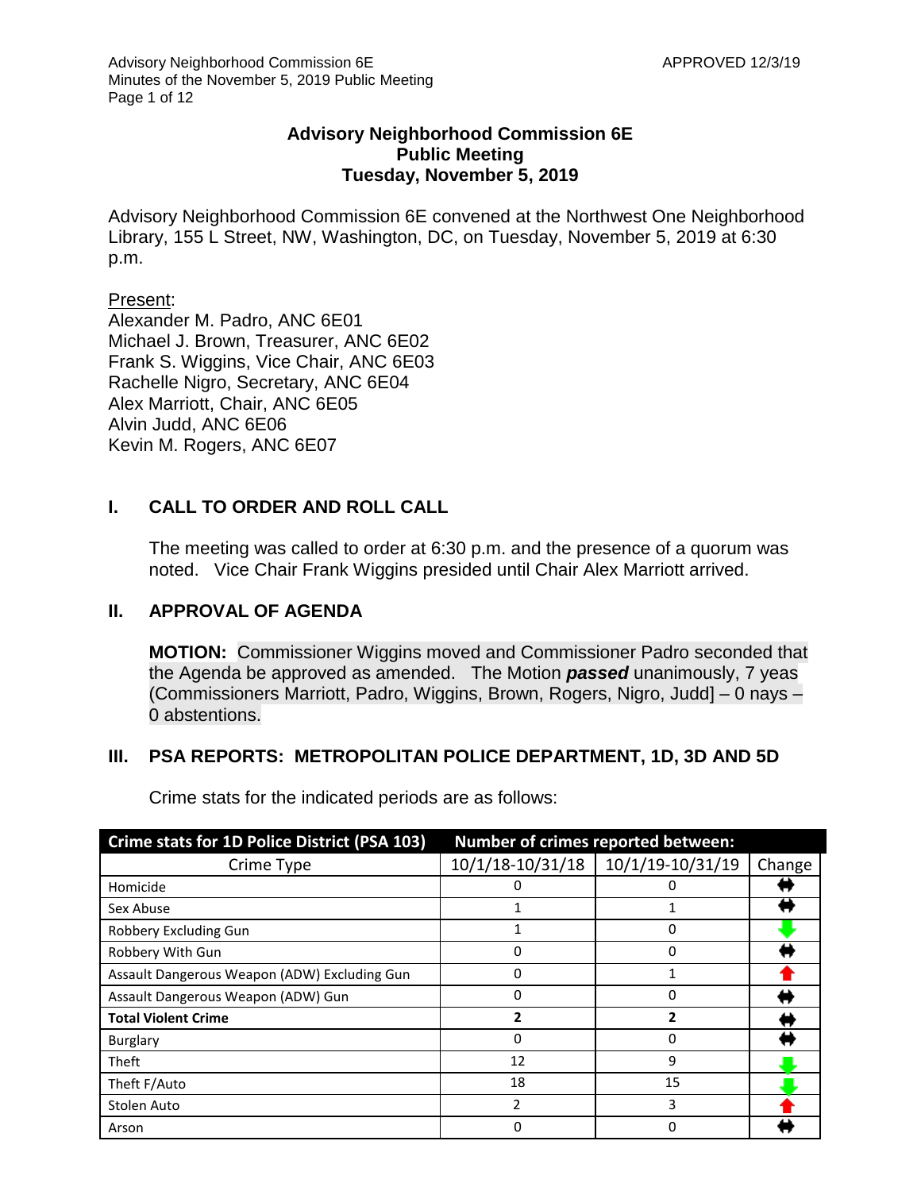# Advisory Neighborhood Commission 6E
## Public Meeting
## Tuesday, November 5, 2019

Advisory Neighborhood Commission 6E convened at the Northwest One Neighborhood Library, 155 L Street, NW, Washington, DC, on Tuesday, November 5, 2019 at 6:30 p.m.

Present:
Alexander M. Padro, ANC 6E01
Michael J. Brown, Treasurer, ANC 6E02
Frank S. Wiggins, Vice Chair, ANC 6E03
Rachelle Nigro, Secretary, ANC 6E04
Alex Marriott, Chair, ANC 6E05
Alvin Judd, ANC 6E06
Kevin M. Rogers, ANC 6E07

## I. CALL TO ORDER AND ROLL CALL

The meeting was called to order at 6:30 p.m. and the presence of a quorum was noted. Vice Chair Frank Wiggins presided until Chair Alex Marriott arrived.

## II. APPROVAL OF AGENDA

**MOTION:** Commissioner Wiggins moved and Commissioner Padro seconded that the Agenda be approved as amended. The Motion ***passed*** unanimously, 7 yeas (Commissioners Marriott, Padro, Wiggins, Brown, Rogers, Nigro, Judd] – 0 nays – 0 abstentions.

## III. PSA REPORTS: METROPOLITAN POLICE DEPARTMENT, 1D, 3D AND 5D

Crime stats for the indicated periods are as follows:

| Crime stats for 1D Police District (PSA 103) | Number of crimes reported between: | | |
|---|---|---|---|
| Crime Type | 10/1/18-10/31/18 | 10/1/19-10/31/19 | Change |
| Homicide | 0 | 0 | ↔ |
| Sex Abuse | 1 | 1 | ↔ |
| Robbery Excluding Gun | 1 | 0 | ↓ |
| Robbery With Gun | 0 | 0 | ↔ |
| Assault Dangerous Weapon (ADW) Excluding Gun | 0 | 1 | ↑ |
| Assault Dangerous Weapon (ADW) Gun | 0 | 0 | ↔ |
| **Total Violent Crime** | **2** | **2** | ↔ |
| Burglary | 0 | 0 | ↔ |
| Theft | 12 | 9 | ↓ |
| Theft F/Auto | 18 | 15 | ↓ |
| Stolen Auto | 2 | 3 | ↑ |
| Arson | 0 | 0 | ↔ |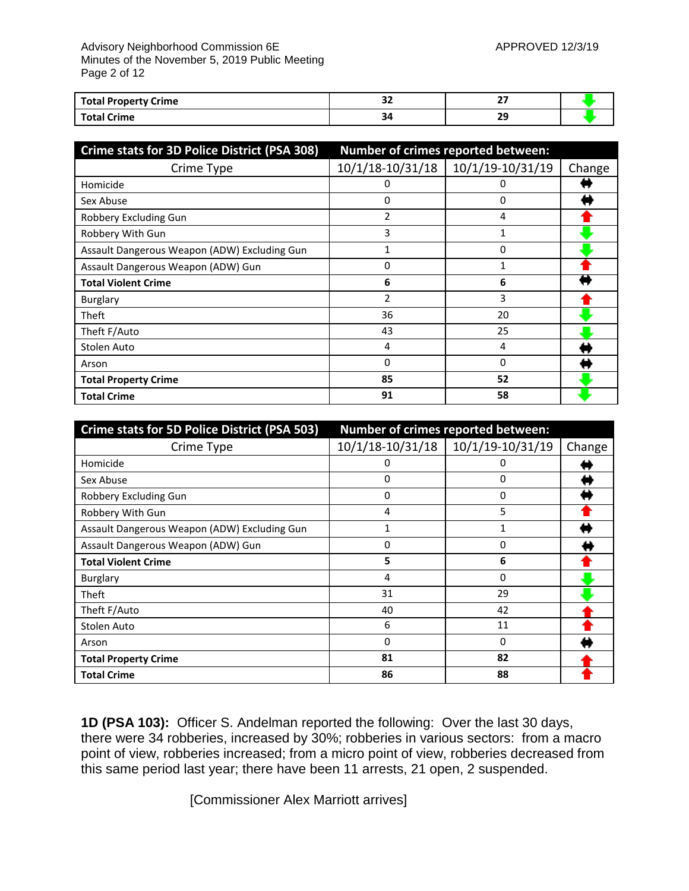| Total Property Crime | 32 | 27 | ↓ |
|---|---|---|---|
| **Total Crime** | **34** | **29** | ↓ |

| Crime stats for 3D Police District (PSA 308) | Number of crimes reported between: | | |
|---|---|---|---|
| Crime Type | 10/1/18-10/31/18 | 10/1/19-10/31/19 | Change |
| Homicide | 0 | 0 | ↔ |
| Sex Abuse | 0 | 0 | ↔ |
| Robbery Excluding Gun | 2 | 4 | ↑ |
| Robbery With Gun | 3 | 1 | ↓ |
| Assault Dangerous Weapon (ADW) Excluding Gun | 1 | 0 | ↓ |
| Assault Dangerous Weapon (ADW) Gun | 0 | 1 | ↑ |
| **Total Violent Crime** | **6** | **6** | ↔ |
| Burglary | 2 | 3 | ↑ |
| Theft | 36 | 20 | ↓ |
| Theft F/Auto | 43 | 25 | ↓ |
| Stolen Auto | 4 | 4 | ↔ |
| Arson | 0 | 0 | ↔ |
| **Total Property Crime** | **85** | **52** | ↓ |
| **Total Crime** | **91** | **58** | ↓ |

| Crime stats for 5D Police District (PSA 503) | Number of crimes reported between: | | |
|---|---|---|---|
| Crime Type | 10/1/18-10/31/18 | 10/1/19-10/31/19 | Change |
| Homicide | 0 | 0 | ↔ |
| Sex Abuse | 0 | 0 | ↔ |
| Robbery Excluding Gun | 0 | 0 | ↔ |
| Robbery With Gun | 4 | 5 | ↑ |
| Assault Dangerous Weapon (ADW) Excluding Gun | 1 | 1 | ↔ |
| Assault Dangerous Weapon (ADW) Gun | 0 | 0 | ↔ |
| **Total Violent Crime** | **5** | **6** | ↑ |
| Burglary | 4 | 0 | ↓ |
| Theft | 31 | 29 | ↓ |
| Theft F/Auto | 40 | 42 | ↑ |
| Stolen Auto | 6 | 11 | ↑ |
| Arson | 0 | 0 | ↔ |
| **Total Property Crime** | **81** | **82** | ↑ |
| **Total Crime** | **86** | **88** | ↑ |

**1D (PSA 103):** Officer S. Andelman reported the following: Over the last 30 days, there were 34 robberies, increased by 30%; robberies in various sectors: from a macro point of view, robberies increased; from a micro point of view, robberies decreased from this same period last year; there have been 11 arrests, 21 open, 2 suspended.

[Commissioner Alex Marriott arrives]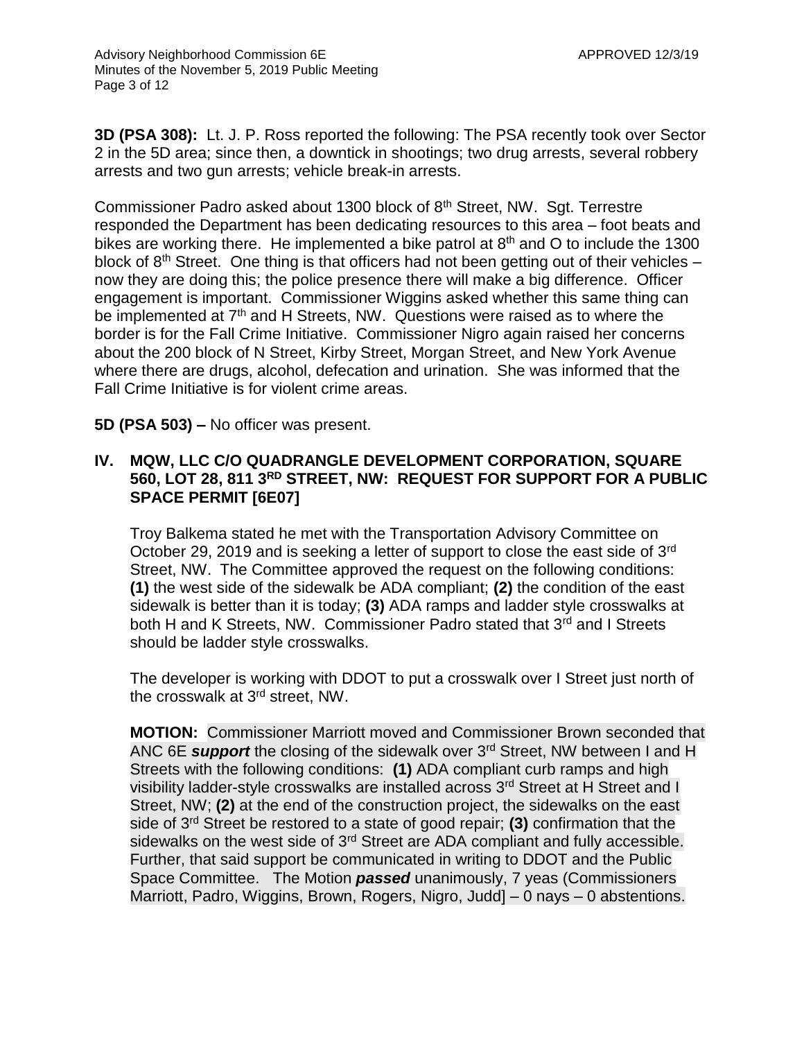**3D (PSA 308):** Lt. J. P. Ross reported the following: The PSA recently took over Sector 2 in the 5D area; since then, a downtick in shootings; two drug arrests, several robbery arrests and two gun arrests; vehicle break-in arrests.

Commissioner Padro asked about 1300 block of 8th Street, NW. Sgt. Terrestre responded the Department has been dedicating resources to this area – foot beats and bikes are working there. He implemented a bike patrol at 8th and O to include the 1300 block of 8th Street. One thing is that officers had not been getting out of their vehicles – now they are doing this; the police presence there will make a big difference. Officer engagement is important. Commissioner Wiggins asked whether this same thing can be implemented at 7th and H Streets, NW. Questions were raised as to where the border is for the Fall Crime Initiative. Commissioner Nigro again raised her concerns about the 200 block of N Street, Kirby Street, Morgan Street, and New York Avenue where there are drugs, alcohol, defecation and urination. She was informed that the Fall Crime Initiative is for violent crime areas.

**5D (PSA 503) –** No officer was present.

## IV. MQW, LLC C/O QUADRANGLE DEVELOPMENT CORPORATION, SQUARE 560, LOT 28, 811 3RD STREET, NW: REQUEST FOR SUPPORT FOR A PUBLIC SPACE PERMIT [6E07]

Troy Balkema stated he met with the Transportation Advisory Committee on October 29, 2019 and is seeking a letter of support to close the east side of 3rd Street, NW. The Committee approved the request on the following conditions: **(1)** the west side of the sidewalk be ADA compliant; **(2)** the condition of the east sidewalk is better than it is today; **(3)** ADA ramps and ladder style crosswalks at both H and K Streets, NW. Commissioner Padro stated that 3rd and I Streets should be ladder style crosswalks.

The developer is working with DDOT to put a crosswalk over I Street just north of the crosswalk at 3rd street, NW.

**MOTION:** Commissioner Marriott moved and Commissioner Brown seconded that ANC 6E ***support*** the closing of the sidewalk over 3rd Street, NW between I and H Streets with the following conditions: **(1)** ADA compliant curb ramps and high visibility ladder-style crosswalks are installed across 3rd Street at H Street and I Street, NW; **(2)** at the end of the construction project, the sidewalks on the east side of 3rd Street be restored to a state of good repair; **(3)** confirmation that the sidewalks on the west side of 3rd Street are ADA compliant and fully accessible. Further, that said support be communicated in writing to DDOT and the Public Space Committee. The Motion ***passed*** unanimously, 7 yeas (Commissioners Marriott, Padro, Wiggins, Brown, Rogers, Nigro, Judd] – 0 nays – 0 abstentions.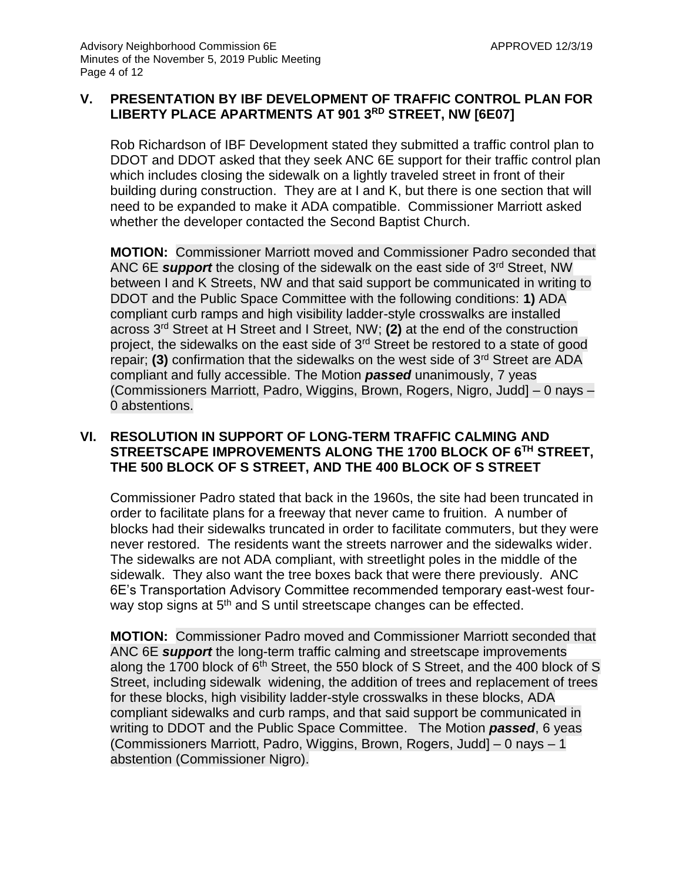## V. PRESENTATION BY IBF DEVELOPMENT OF TRAFFIC CONTROL PLAN FOR LIBERTY PLACE APARTMENTS AT 901 3RD STREET, NW [6E07]

Rob Richardson of IBF Development stated they submitted a traffic control plan to DDOT and DDOT asked that they seek ANC 6E support for their traffic control plan which includes closing the sidewalk on a lightly traveled street in front of their building during construction. They are at I and K, but there is one section that will need to be expanded to make it ADA compatible. Commissioner Marriott asked whether the developer contacted the Second Baptist Church.

**MOTION:** Commissioner Marriott moved and Commissioner Padro seconded that ANC 6E ***support*** the closing of the sidewalk on the east side of 3rd Street, NW between I and K Streets, NW and that said support be communicated in writing to DDOT and the Public Space Committee with the following conditions: **1)** ADA compliant curb ramps and high visibility ladder-style crosswalks are installed across 3rd Street at H Street and I Street, NW; **(2)** at the end of the construction project, the sidewalks on the east side of 3rd Street be restored to a state of good repair; **(3)** confirmation that the sidewalks on the west side of 3rd Street are ADA compliant and fully accessible. The Motion ***passed*** unanimously, 7 yeas (Commissioners Marriott, Padro, Wiggins, Brown, Rogers, Nigro, Judd] – 0 nays – 0 abstentions.

## VI. RESOLUTION IN SUPPORT OF LONG-TERM TRAFFIC CALMING AND STREETSCAPE IMPROVEMENTS ALONG THE 1700 BLOCK OF 6TH STREET, THE 500 BLOCK OF S STREET, AND THE 400 BLOCK OF S STREET

Commissioner Padro stated that back in the 1960s, the site had been truncated in order to facilitate plans for a freeway that never came to fruition. A number of blocks had their sidewalks truncated in order to facilitate commuters, but they were never restored. The residents want the streets narrower and the sidewalks wider. The sidewalks are not ADA compliant, with streetlight poles in the middle of the sidewalk. They also want the tree boxes back that were there previously. ANC 6E's Transportation Advisory Committee recommended temporary east-west four-way stop signs at 5th and S until streetscape changes can be effected.

**MOTION:** Commissioner Padro moved and Commissioner Marriott seconded that ANC 6E ***support*** the long-term traffic calming and streetscape improvements along the 1700 block of 6th Street, the 550 block of S Street, and the 400 block of S Street, including sidewalk widening, the addition of trees and replacement of trees for these blocks, high visibility ladder-style crosswalks in these blocks, ADA compliant sidewalks and curb ramps, and that said support be communicated in writing to DDOT and the Public Space Committee. The Motion ***passed***, 6 yeas (Commissioners Marriott, Padro, Wiggins, Brown, Rogers, Judd] – 0 nays – 1 abstention (Commissioner Nigro).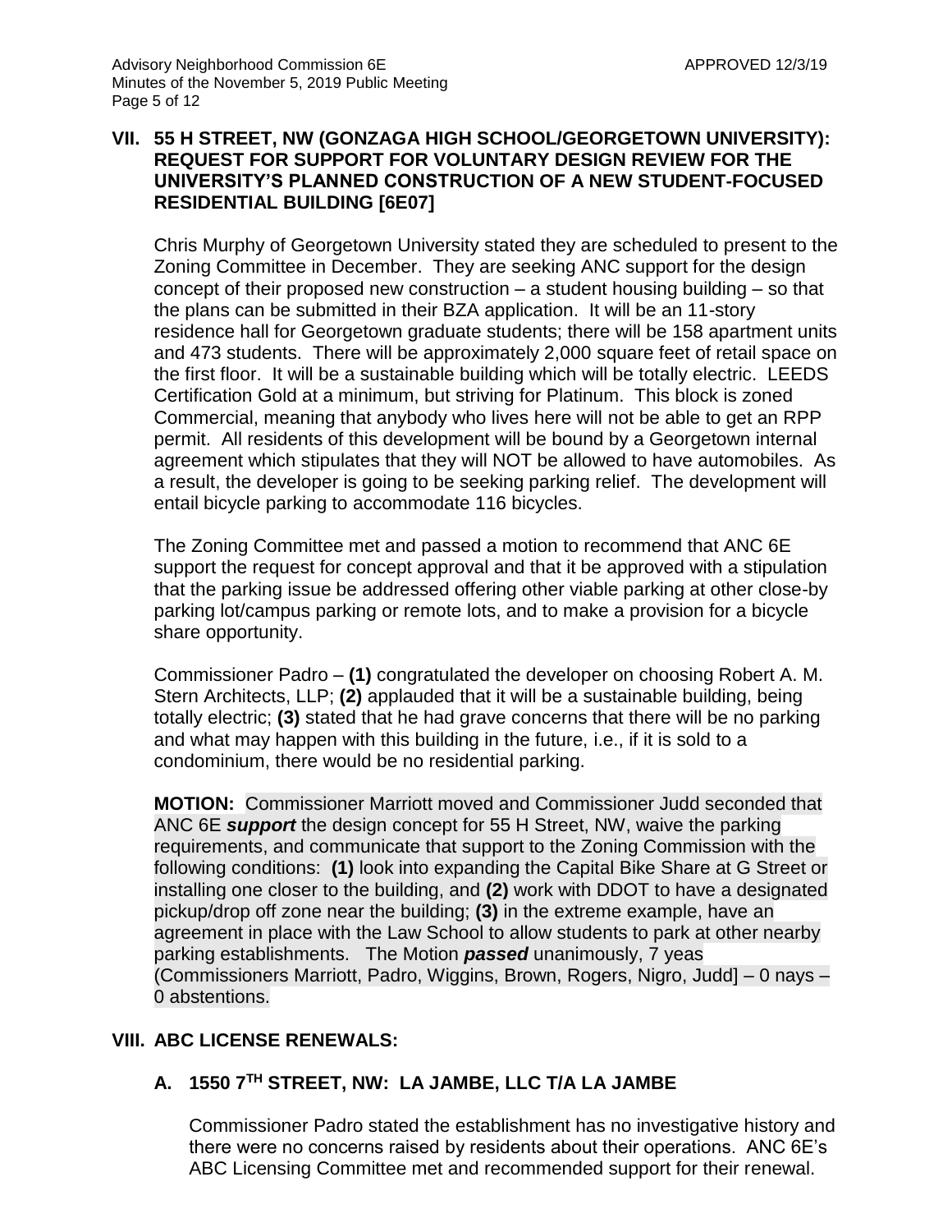## VII. 55 H STREET, NW (GONZAGA HIGH SCHOOL/GEORGETOWN UNIVERSITY): REQUEST FOR SUPPORT FOR VOLUNTARY DESIGN REVIEW FOR THE UNIVERSITY'S PLANNED CONSTRUCTION OF A NEW STUDENT-FOCUSED RESIDENTIAL BUILDING [6E07]

Chris Murphy of Georgetown University stated they are scheduled to present to the Zoning Committee in December. They are seeking ANC support for the design concept of their proposed new construction – a student housing building – so that the plans can be submitted in their BZA application. It will be an 11-story residence hall for Georgetown graduate students; there will be 158 apartment units and 473 students. There will be approximately 2,000 square feet of retail space on the first floor. It will be a sustainable building which will be totally electric. LEEDS Certification Gold at a minimum, but striving for Platinum. This block is zoned Commercial, meaning that anybody who lives here will not be able to get an RPP permit. All residents of this development will be bound by a Georgetown internal agreement which stipulates that they will NOT be allowed to have automobiles. As a result, the developer is going to be seeking parking relief. The development will entail bicycle parking to accommodate 116 bicycles.

The Zoning Committee met and passed a motion to recommend that ANC 6E support the request for concept approval and that it be approved with a stipulation that the parking issue be addressed offering other viable parking at other close-by parking lot/campus parking or remote lots, and to make a provision for a bicycle share opportunity.

Commissioner Padro – **(1)** congratulated the developer on choosing Robert A. M. Stern Architects, LLP; **(2)** applauded that it will be a sustainable building, being totally electric; **(3)** stated that he had grave concerns that there will be no parking and what may happen with this building in the future, i.e., if it is sold to a condominium, there would be no residential parking.

**MOTION:** Commissioner Marriott moved and Commissioner Judd seconded that ANC 6E ***support*** the design concept for 55 H Street, NW, waive the parking requirements, and communicate that support to the Zoning Commission with the following conditions: **(1)** look into expanding the Capital Bike Share at G Street or installing one closer to the building, and **(2)** work with DDOT to have a designated pickup/drop off zone near the building; **(3)** in the extreme example, have an agreement in place with the Law School to allow students to park at other nearby parking establishments. The Motion ***passed*** unanimously, 7 yeas (Commissioners Marriott, Padro, Wiggins, Brown, Rogers, Nigro, Judd] – 0 nays – 0 abstentions.

## VIII. ABC LICENSE RENEWALS:

### A. 1550 7TH STREET, NW: LA JAMBE, LLC T/A LA JAMBE

Commissioner Padro stated the establishment has no investigative history and there were no concerns raised by residents about their operations. ANC 6E's ABC Licensing Committee met and recommended support for their renewal.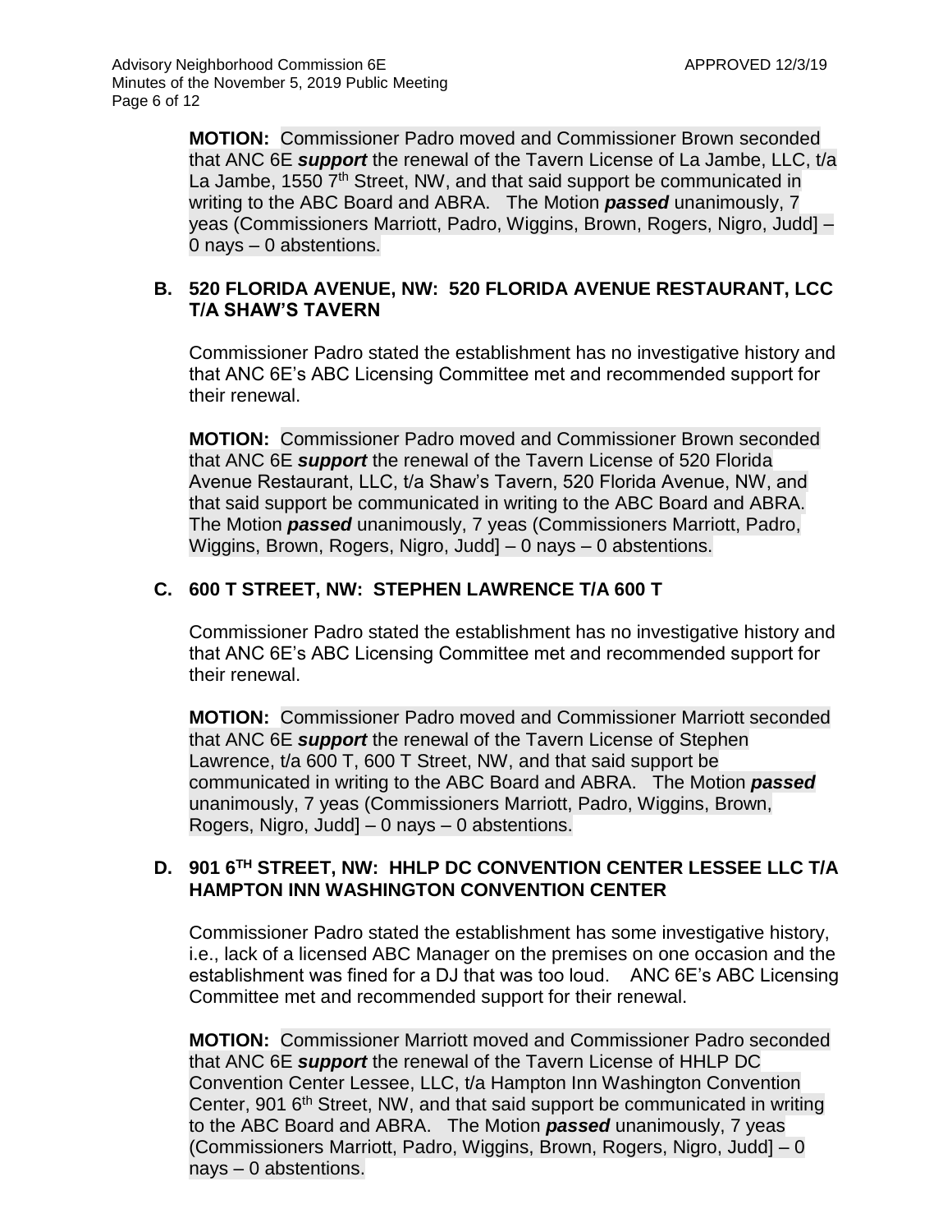**MOTION:** Commissioner Padro moved and Commissioner Brown seconded that ANC 6E ***support*** the renewal of the Tavern License of La Jambe, LLC, t/a La Jambe, 1550 7th Street, NW, and that said support be communicated in writing to the ABC Board and ABRA. The Motion ***passed*** unanimously, 7 yeas (Commissioners Marriott, Padro, Wiggins, Brown, Rogers, Nigro, Judd] – 0 nays – 0 abstentions.

### B. 520 FLORIDA AVENUE, NW: 520 FLORIDA AVENUE RESTAURANT, LCC T/A SHAW'S TAVERN

Commissioner Padro stated the establishment has no investigative history and that ANC 6E's ABC Licensing Committee met and recommended support for their renewal.

**MOTION:** Commissioner Padro moved and Commissioner Brown seconded that ANC 6E ***support*** the renewal of the Tavern License of 520 Florida Avenue Restaurant, LLC, t/a Shaw's Tavern, 520 Florida Avenue, NW, and that said support be communicated in writing to the ABC Board and ABRA. The Motion ***passed*** unanimously, 7 yeas (Commissioners Marriott, Padro, Wiggins, Brown, Rogers, Nigro, Judd] – 0 nays – 0 abstentions.

### C. 600 T STREET, NW: STEPHEN LAWRENCE T/A 600 T

Commissioner Padro stated the establishment has no investigative history and that ANC 6E's ABC Licensing Committee met and recommended support for their renewal.

**MOTION:** Commissioner Padro moved and Commissioner Marriott seconded that ANC 6E ***support*** the renewal of the Tavern License of Stephen Lawrence, t/a 600 T, 600 T Street, NW, and that said support be communicated in writing to the ABC Board and ABRA. The Motion ***passed*** unanimously, 7 yeas (Commissioners Marriott, Padro, Wiggins, Brown, Rogers, Nigro, Judd] – 0 nays – 0 abstentions.

### D. 901 6TH STREET, NW: HHLP DC CONVENTION CENTER LESSEE LLC T/A HAMPTON INN WASHINGTON CONVENTION CENTER

Commissioner Padro stated the establishment has some investigative history, i.e., lack of a licensed ABC Manager on the premises on one occasion and the establishment was fined for a DJ that was too loud. ANC 6E's ABC Licensing Committee met and recommended support for their renewal.

**MOTION:** Commissioner Marriott moved and Commissioner Padro seconded that ANC 6E ***support*** the renewal of the Tavern License of HHLP DC Convention Center Lessee, LLC, t/a Hampton Inn Washington Convention Center, 901 6th Street, NW, and that said support be communicated in writing to the ABC Board and ABRA. The Motion ***passed*** unanimously, 7 yeas (Commissioners Marriott, Padro, Wiggins, Brown, Rogers, Nigro, Judd] – 0 nays – 0 abstentions.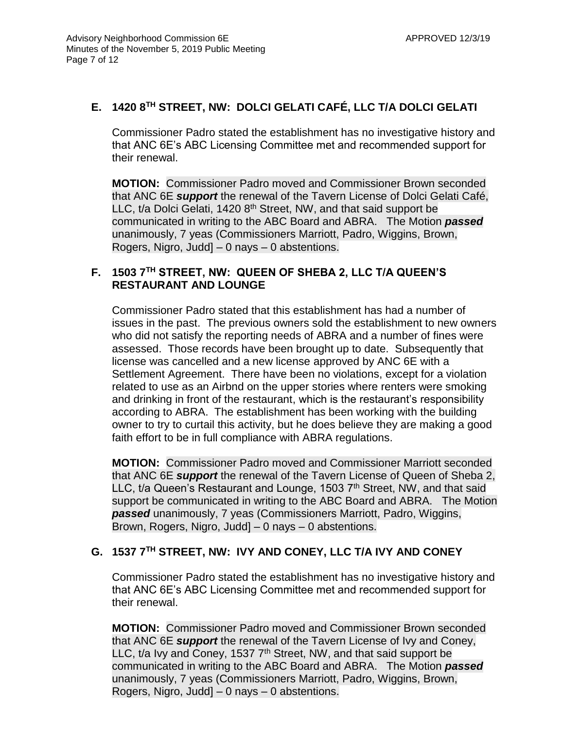## E. 1420 8TH STREET, NW: DOLCI GELATI CAFÉ, LLC T/A DOLCI GELATI

Commissioner Padro stated the establishment has no investigative history and that ANC 6E's ABC Licensing Committee met and recommended support for their renewal.

**MOTION:** Commissioner Padro moved and Commissioner Brown seconded that ANC 6E ***support*** the renewal of the Tavern License of Dolci Gelati Café, LLC, t/a Dolci Gelati, 1420 8th Street, NW, and that said support be communicated in writing to the ABC Board and ABRA. The Motion ***passed*** unanimously, 7 yeas (Commissioners Marriott, Padro, Wiggins, Brown, Rogers, Nigro, Judd] – 0 nays – 0 abstentions.

## F. 1503 7TH STREET, NW: QUEEN OF SHEBA 2, LLC T/A QUEEN'S RESTAURANT AND LOUNGE

Commissioner Padro stated that this establishment has had a number of issues in the past. The previous owners sold the establishment to new owners who did not satisfy the reporting needs of ABRA and a number of fines were assessed. Those records have been brought up to date. Subsequently that license was cancelled and a new license approved by ANC 6E with a Settlement Agreement. There have been no violations, except for a violation related to use as an Airbnd on the upper stories where renters were smoking and drinking in front of the restaurant, which is the restaurant's responsibility according to ABRA. The establishment has been working with the building owner to try to curtail this activity, but he does believe they are making a good faith effort to be in full compliance with ABRA regulations.

**MOTION:** Commissioner Padro moved and Commissioner Marriott seconded that ANC 6E ***support*** the renewal of the Tavern License of Queen of Sheba 2, LLC, t/a Queen's Restaurant and Lounge, 1503 7th Street, NW, and that said support be communicated in writing to the ABC Board and ABRA. The Motion ***passed*** unanimously, 7 yeas (Commissioners Marriott, Padro, Wiggins, Brown, Rogers, Nigro, Judd] – 0 nays – 0 abstentions.

## G. 1537 7TH STREET, NW: IVY AND CONEY, LLC T/A IVY AND CONEY

Commissioner Padro stated the establishment has no investigative history and that ANC 6E's ABC Licensing Committee met and recommended support for their renewal.

**MOTION:** Commissioner Padro moved and Commissioner Brown seconded that ANC 6E ***support*** the renewal of the Tavern License of Ivy and Coney, LLC, t/a Ivy and Coney, 1537 7th Street, NW, and that said support be communicated in writing to the ABC Board and ABRA. The Motion ***passed*** unanimously, 7 yeas (Commissioners Marriott, Padro, Wiggins, Brown, Rogers, Nigro, Judd] – 0 nays – 0 abstentions.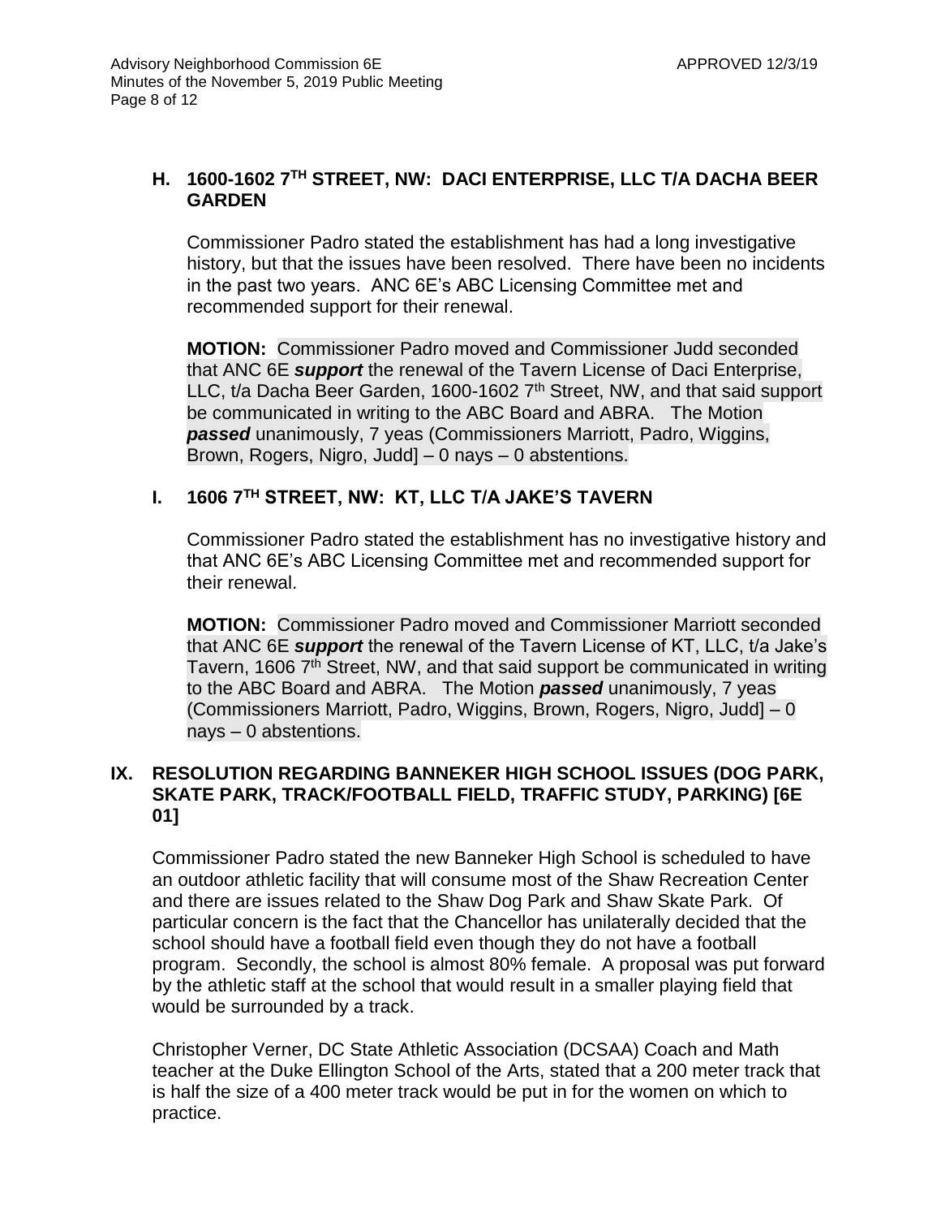### H. 1600-1602 7TH STREET, NW: DACI ENTERPRISE, LLC T/A DACHA BEER GARDEN

Commissioner Padro stated the establishment has had a long investigative history, but that the issues have been resolved. There have been no incidents in the past two years. ANC 6E's ABC Licensing Committee met and recommended support for their renewal.

**MOTION:** Commissioner Padro moved and Commissioner Judd seconded that ANC 6E ***support*** the renewal of the Tavern License of Daci Enterprise, LLC, t/a Dacha Beer Garden, 1600-1602 7th Street, NW, and that said support be communicated in writing to the ABC Board and ABRA. The Motion ***passed*** unanimously, 7 yeas (Commissioners Marriott, Padro, Wiggins, Brown, Rogers, Nigro, Judd] – 0 nays – 0 abstentions.

### I. 1606 7TH STREET, NW: KT, LLC T/A JAKE'S TAVERN

Commissioner Padro stated the establishment has no investigative history and that ANC 6E's ABC Licensing Committee met and recommended support for their renewal.

**MOTION:** Commissioner Padro moved and Commissioner Marriott seconded that ANC 6E ***support*** the renewal of the Tavern License of KT, LLC, t/a Jake's Tavern, 1606 7th Street, NW, and that said support be communicated in writing to the ABC Board and ABRA. The Motion ***passed*** unanimously, 7 yeas (Commissioners Marriott, Padro, Wiggins, Brown, Rogers, Nigro, Judd] – 0 nays – 0 abstentions.

## IX. RESOLUTION REGARDING BANNEKER HIGH SCHOOL ISSUES (DOG PARK, SKATE PARK, TRACK/FOOTBALL FIELD, TRAFFIC STUDY, PARKING) [6E 01]

Commissioner Padro stated the new Banneker High School is scheduled to have an outdoor athletic facility that will consume most of the Shaw Recreation Center and there are issues related to the Shaw Dog Park and Shaw Skate Park. Of particular concern is the fact that the Chancellor has unilaterally decided that the school should have a football field even though they do not have a football program. Secondly, the school is almost 80% female. A proposal was put forward by the athletic staff at the school that would result in a smaller playing field that would be surrounded by a track.

Christopher Verner, DC State Athletic Association (DCSAA) Coach and Math teacher at the Duke Ellington School of the Arts, stated that a 200 meter track that is half the size of a 400 meter track would be put in for the women on which to practice.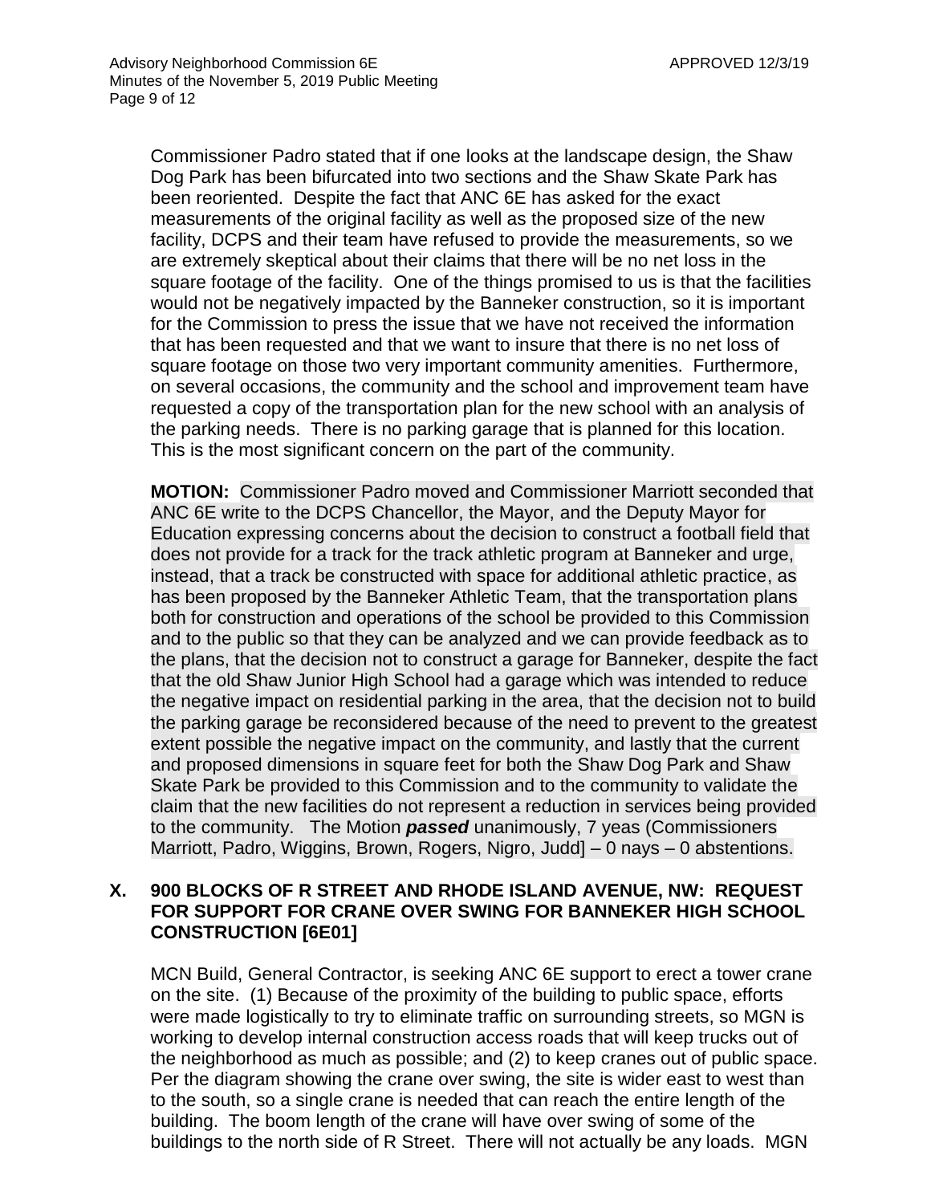Commissioner Padro stated that if one looks at the landscape design, the Shaw Dog Park has been bifurcated into two sections and the Shaw Skate Park has been reoriented. Despite the fact that ANC 6E has asked for the exact measurements of the original facility as well as the proposed size of the new facility, DCPS and their team have refused to provide the measurements, so we are extremely skeptical about their claims that there will be no net loss in the square footage of the facility. One of the things promised to us is that the facilities would not be negatively impacted by the Banneker construction, so it is important for the Commission to press the issue that we have not received the information that has been requested and that we want to insure that there is no net loss of square footage on those two very important community amenities. Furthermore, on several occasions, the community and the school and improvement team have requested a copy of the transportation plan for the new school with an analysis of the parking needs. There is no parking garage that is planned for this location. This is the most significant concern on the part of the community.

**MOTION:** Commissioner Padro moved and Commissioner Marriott seconded that ANC 6E write to the DCPS Chancellor, the Mayor, and the Deputy Mayor for Education expressing concerns about the decision to construct a football field that does not provide for a track for the track athletic program at Banneker and urge, instead, that a track be constructed with space for additional athletic practice, as has been proposed by the Banneker Athletic Team, that the transportation plans both for construction and operations of the school be provided to this Commission and to the public so that they can be analyzed and we can provide feedback as to the plans, that the decision not to construct a garage for Banneker, despite the fact that the old Shaw Junior High School had a garage which was intended to reduce the negative impact on residential parking in the area, that the decision not to build the parking garage be reconsidered because of the need to prevent to the greatest extent possible the negative impact on the community, and lastly that the current and proposed dimensions in square feet for both the Shaw Dog Park and Shaw Skate Park be provided to this Commission and to the community to validate the claim that the new facilities do not represent a reduction in services being provided to the community. The Motion ***passed*** unanimously, 7 yeas (Commissioners Marriott, Padro, Wiggins, Brown, Rogers, Nigro, Judd] – 0 nays – 0 abstentions.

## X. 900 BLOCKS OF R STREET AND RHODE ISLAND AVENUE, NW: REQUEST FOR SUPPORT FOR CRANE OVER SWING FOR BANNEKER HIGH SCHOOL CONSTRUCTION [6E01]

MCN Build, General Contractor, is seeking ANC 6E support to erect a tower crane on the site. (1) Because of the proximity of the building to public space, efforts were made logistically to try to eliminate traffic on surrounding streets, so MGN is working to develop internal construction access roads that will keep trucks out of the neighborhood as much as possible; and (2) to keep cranes out of public space. Per the diagram showing the crane over swing, the site is wider east to west than to the south, so a single crane is needed that can reach the entire length of the building. The boom length of the crane will have over swing of some of the buildings to the north side of R Street. There will not actually be any loads. MGN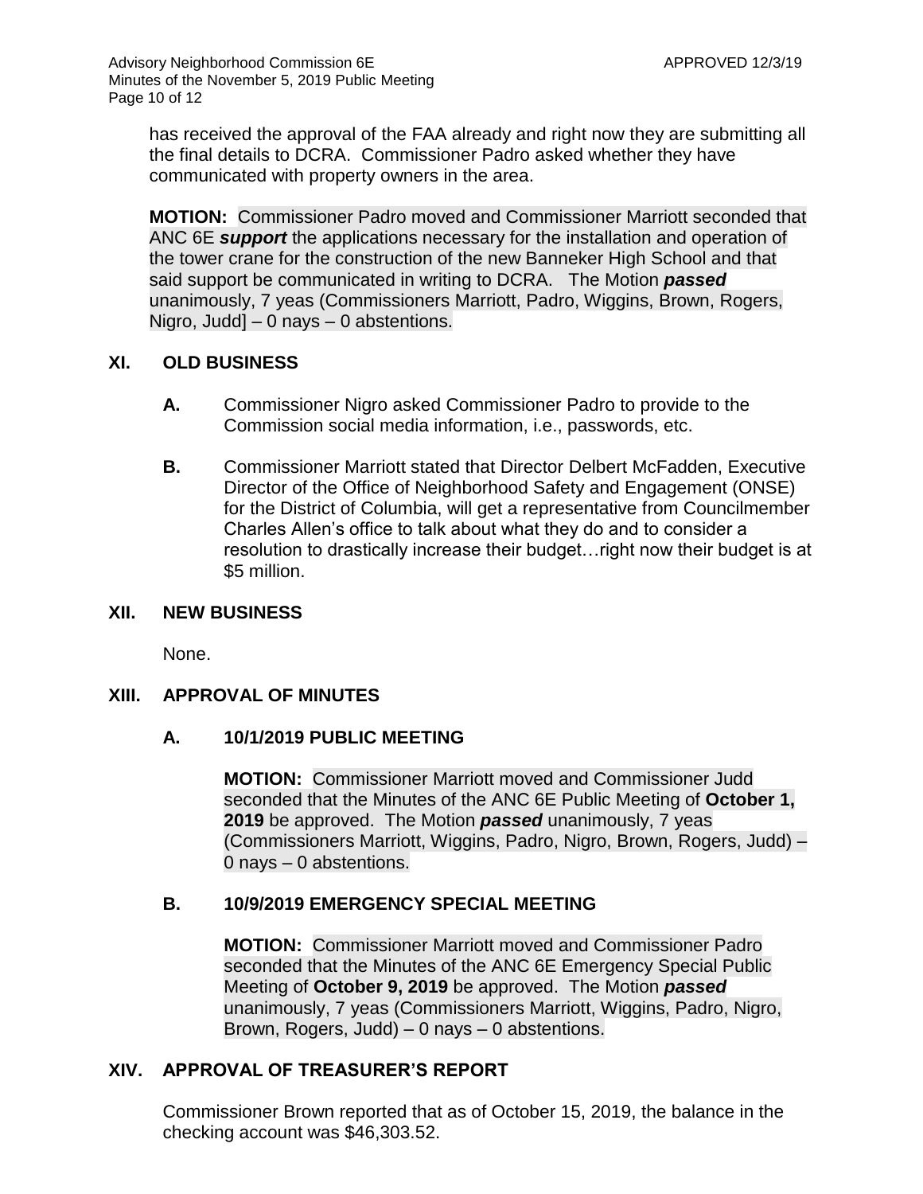has received the approval of the FAA already and right now they are submitting all the final details to DCRA. Commissioner Padro asked whether they have communicated with property owners in the area.

**MOTION:** Commissioner Padro moved and Commissioner Marriott seconded that ANC 6E ***support*** the applications necessary for the installation and operation of the tower crane for the construction of the new Banneker High School and that said support be communicated in writing to DCRA. The Motion ***passed*** unanimously, 7 yeas (Commissioners Marriott, Padro, Wiggins, Brown, Rogers, Nigro, Judd] – 0 nays – 0 abstentions.

## XI. OLD BUSINESS

**A.** Commissioner Nigro asked Commissioner Padro to provide to the Commission social media information, i.e., passwords, etc.

**B.** Commissioner Marriott stated that Director Delbert McFadden, Executive Director of the Office of Neighborhood Safety and Engagement (ONSE) for the District of Columbia, will get a representative from Councilmember Charles Allen's office to talk about what they do and to consider a resolution to drastically increase their budget…right now their budget is at $5 million.

## XII. NEW BUSINESS

None.

## XIII. APPROVAL OF MINUTES

### A. 10/1/2019 PUBLIC MEETING

**MOTION:** Commissioner Marriott moved and Commissioner Judd seconded that the Minutes of the ANC 6E Public Meeting of **October 1, 2019** be approved. The Motion ***passed*** unanimously, 7 yeas (Commissioners Marriott, Wiggins, Padro, Nigro, Brown, Rogers, Judd) – 0 nays – 0 abstentions.

### B. 10/9/2019 EMERGENCY SPECIAL MEETING

**MOTION:** Commissioner Marriott moved and Commissioner Padro seconded that the Minutes of the ANC 6E Emergency Special Public Meeting of **October 9, 2019** be approved. The Motion ***passed*** unanimously, 7 yeas (Commissioners Marriott, Wiggins, Padro, Nigro, Brown, Rogers, Judd) – 0 nays – 0 abstentions.

## XIV. APPROVAL OF TREASURER'S REPORT

Commissioner Brown reported that as of October 15, 2019, the balance in the checking account was $46,303.52.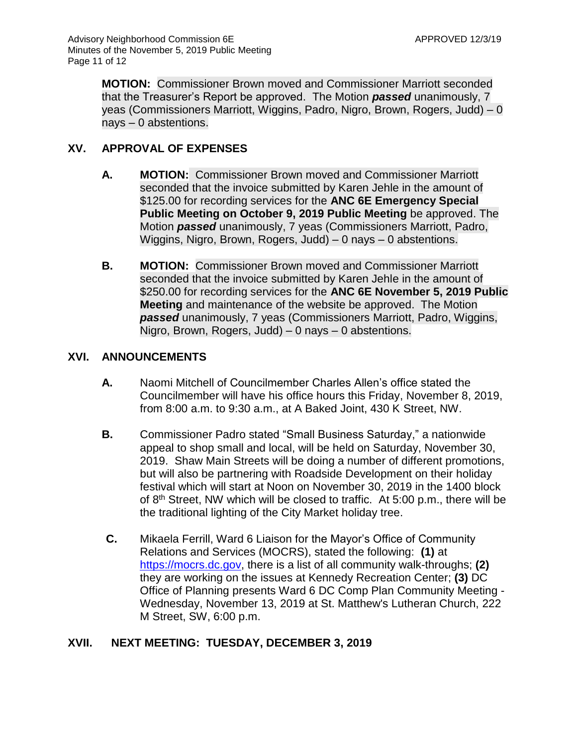**MOTION:** Commissioner Brown moved and Commissioner Marriott seconded that the Treasurer's Report be approved. The Motion ***passed*** unanimously, 7 yeas (Commissioners Marriott, Wiggins, Padro, Nigro, Brown, Rogers, Judd) – 0 nays – 0 abstentions.

## XV. APPROVAL OF EXPENSES

**A.** **MOTION:** Commissioner Brown moved and Commissioner Marriott seconded that the invoice submitted by Karen Jehle in the amount of $125.00 for recording services for the **ANC 6E Emergency Special Public Meeting on October 9, 2019 Public Meeting** be approved. The Motion ***passed*** unanimously, 7 yeas (Commissioners Marriott, Padro, Wiggins, Nigro, Brown, Rogers, Judd) – 0 nays – 0 abstentions.

**B.** **MOTION:** Commissioner Brown moved and Commissioner Marriott seconded that the invoice submitted by Karen Jehle in the amount of $250.00 for recording services for the **ANC 6E November 5, 2019 Public Meeting** and maintenance of the website be approved. The Motion ***passed*** unanimously, 7 yeas (Commissioners Marriott, Padro, Wiggins, Nigro, Brown, Rogers, Judd) – 0 nays – 0 abstentions.

## XVI. ANNOUNCEMENTS

**A.** Naomi Mitchell of Councilmember Charles Allen's office stated the Councilmember will have his office hours this Friday, November 8, 2019, from 8:00 a.m. to 9:30 a.m., at A Baked Joint, 430 K Street, NW.

**B.** Commissioner Padro stated "Small Business Saturday," a nationwide appeal to shop small and local, will be held on Saturday, November 30, 2019. Shaw Main Streets will be doing a number of different promotions, but will also be partnering with Roadside Development on their holiday festival which will start at Noon on November 30, 2019 in the 1400 block of 8th Street, NW which will be closed to traffic. At 5:00 p.m., there will be the traditional lighting of the City Market holiday tree.

**C.** Mikaela Ferrill, Ward 6 Liaison for the Mayor's Office of Community Relations and Services (MOCRS), stated the following: **(1)** at https://mocrs.dc.gov, there is a list of all community walk-throughs; **(2)** they are working on the issues at Kennedy Recreation Center; **(3)** DC Office of Planning presents Ward 6 DC Comp Plan Community Meeting - Wednesday, November 13, 2019 at St. Matthew's Lutheran Church, 222 M Street, SW, 6:00 p.m.

## XVII. NEXT MEETING: TUESDAY, DECEMBER 3, 2019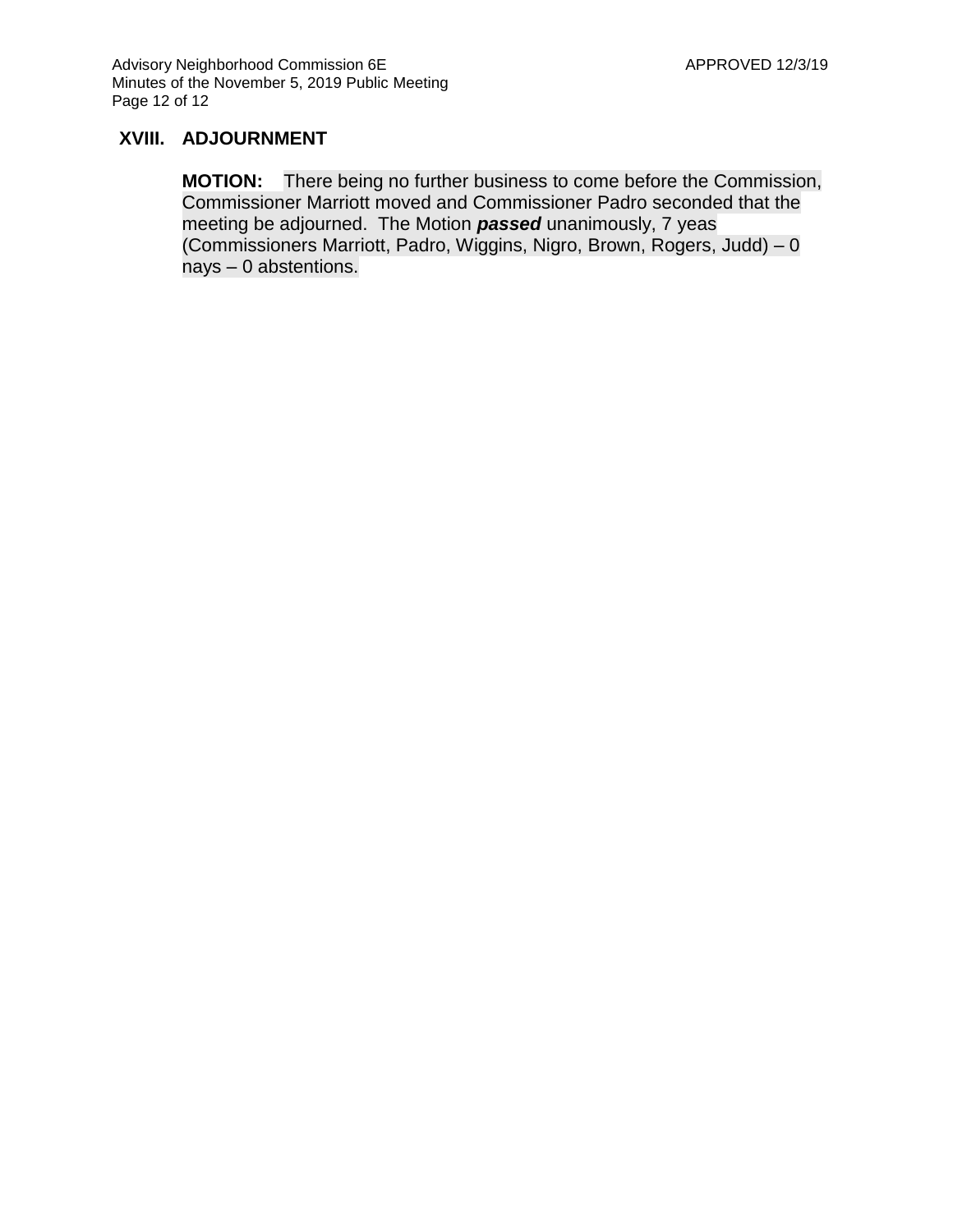## XVIII. ADJOURNMENT

**MOTION:** There being no further business to come before the Commission, Commissioner Marriott moved and Commissioner Padro seconded that the meeting be adjourned. The Motion ***passed*** unanimously, 7 yeas (Commissioners Marriott, Padro, Wiggins, Nigro, Brown, Rogers, Judd) – 0 nays – 0 abstentions.